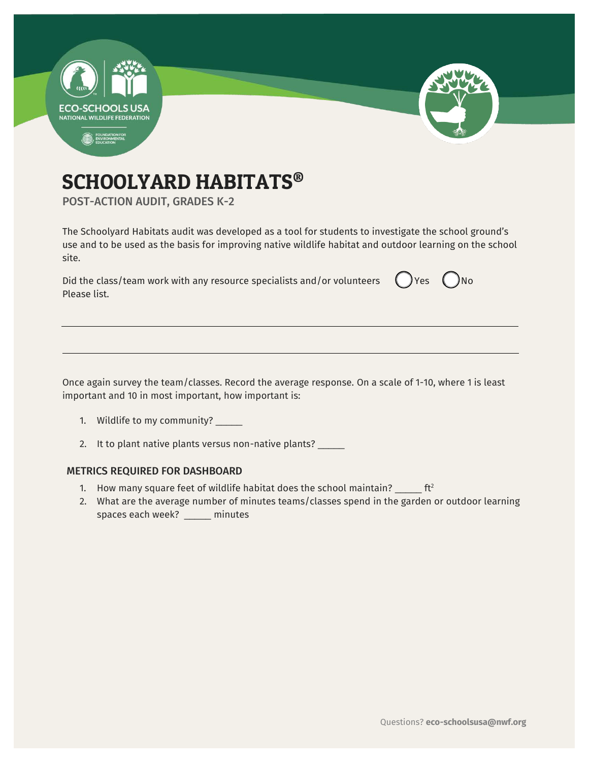# SCHOOLYARD HABITATS®

## POST-ACTION AUDIT, GRADES K-2

The Schoolyard Habitats audit was developed as a tool for students to investigate the school ground's use and to be used as the basis for improving native wildlife habitat and outdoor learning on the school site.

Did the class/team work with any resource specialists and/or volunteers ◯ Yes ◯ No
Please list.

\_\_\_\_\_\_\_\_\_\_\_\_\_\_\_\_\_\_\_\_\_\_\_\_\_\_\_\_\_\_\_\_\_\_\_\_\_\_\_\_\_\_\_\_\_\_\_\_\_\_\_\_\_\_\_\_\_\_\_\_\_\_\_\_\_\_\_\_\_\_

\_\_\_\_\_\_\_\_\_\_\_\_\_\_\_\_\_\_\_\_\_\_\_\_\_\_\_\_\_\_\_\_\_\_\_\_\_\_\_\_\_\_\_\_\_\_\_\_\_\_\_\_\_\_\_\_\_\_\_\_\_\_\_\_\_\_\_\_\_\_

Once again survey the team/classes. Record the average response. On a scale of 1-10, where 1 is least important and 10 in most important, how important is:

1. Wildlife to my community? \_\_\_\_\_
2. It to plant native plants versus non-native plants? \_\_\_\_\_

### METRICS REQUIRED FOR DASHBOARD

1. How many square feet of wildlife habitat does the school maintain? \_\_\_\_\_ $ft^2$
2. What are the average number of minutes teams/classes spend in the garden or outdoor learning spaces each week? \_\_\_\_\_ minutes

Questions? **eco-schoolsusa@nwf.org**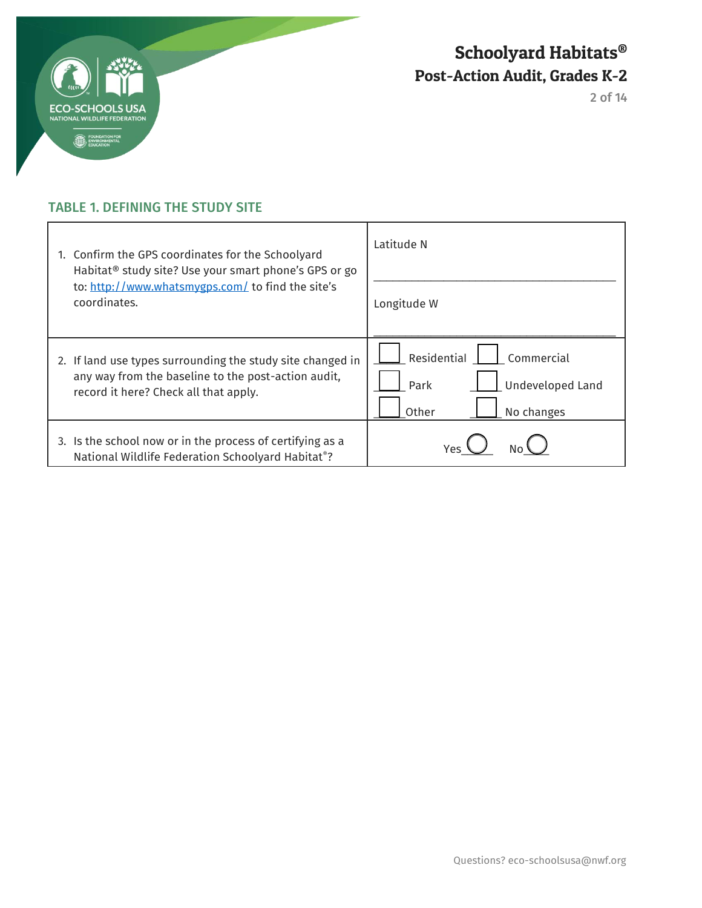## TABLE 1. DEFINING THE STUDY SITE

| | |
|---|---|
| 1. Confirm the GPS coordinates for the Schoolyard Habitat® study site? Use your smart phone's GPS or go to: http://www.whatsmygps.com/ to find the site's coordinates. | Latitude N ________________________ Longitude W ________________________ |
| 2. If land use types surrounding the study site changed in any way from the baseline to the post-action audit, record it here? Check all that apply. | ☐ Residential ☐ Commercial ☐ Park ☐ Undeveloped Land ☐ Other ☐ No changes |
| 3. Is the school now or in the process of certifying as a National Wildlife Federation Schoolyard Habitat®? | Yes ◯ No ◯ |

Questions? eco-schoolsusa@nwf.org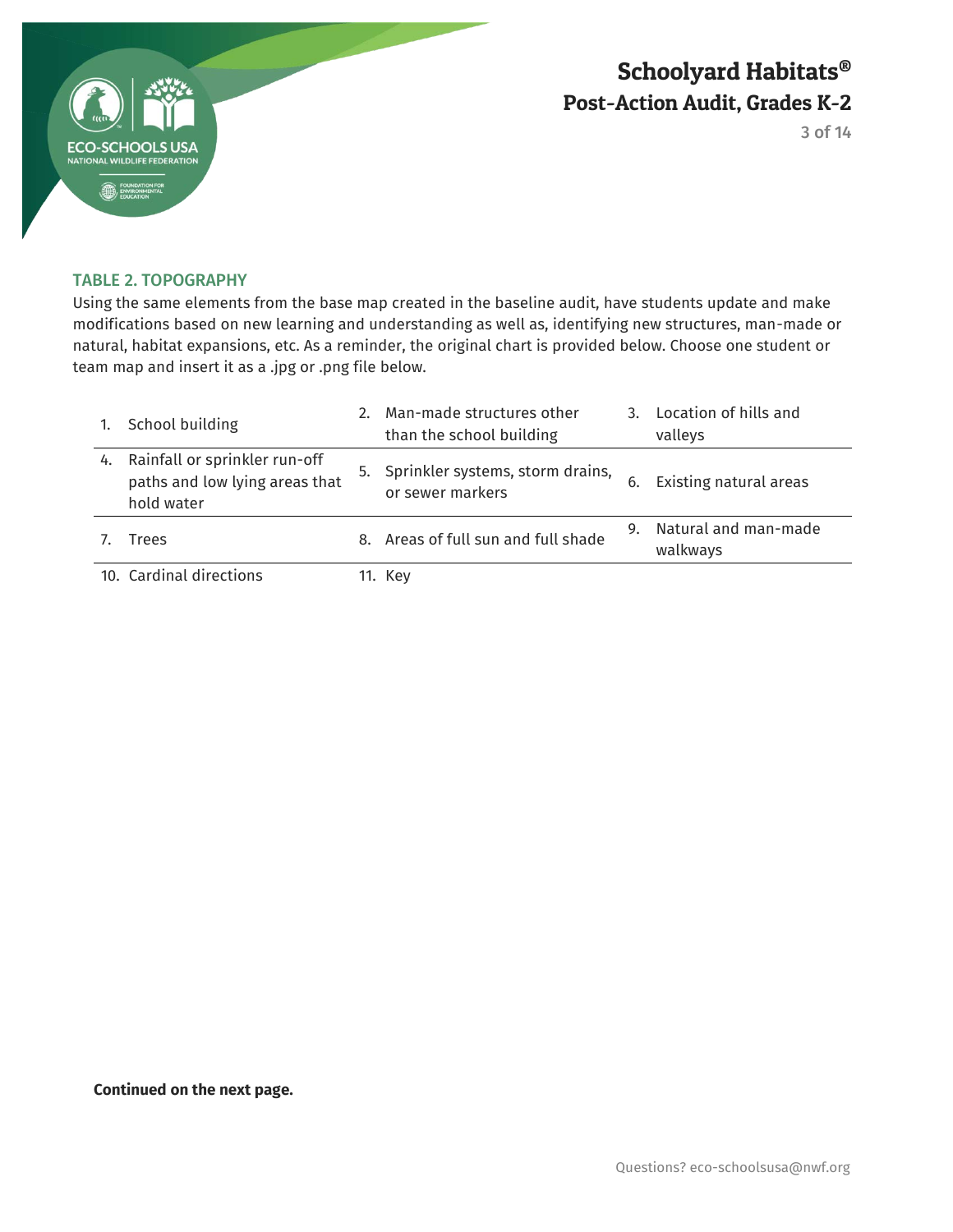## TABLE 2. TOPOGRAPHY

Using the same elements from the base map created in the baseline audit, have students update and make modifications based on new learning and understanding as well as, identifying new structures, man-made or natural, habitat expansions, etc. As a reminder, the original chart is provided below. Choose one student or team map and insert it as a .jpg or .png file below.

| | | |
|---|---|---|
| 1. School building | 2. Man-made structures other than the school building | 3. Location of hills and valleys |
| 4. Rainfall or sprinkler run-off paths and low lying areas that hold water | 5. Sprinkler systems, storm drains, or sewer markers | 6. Existing natural areas |
| 7. Trees | 8. Areas of full sun and full shade | 9. Natural and man-made walkways |
| 10. Cardinal directions | 11. Key | |

**Continued on the next page.**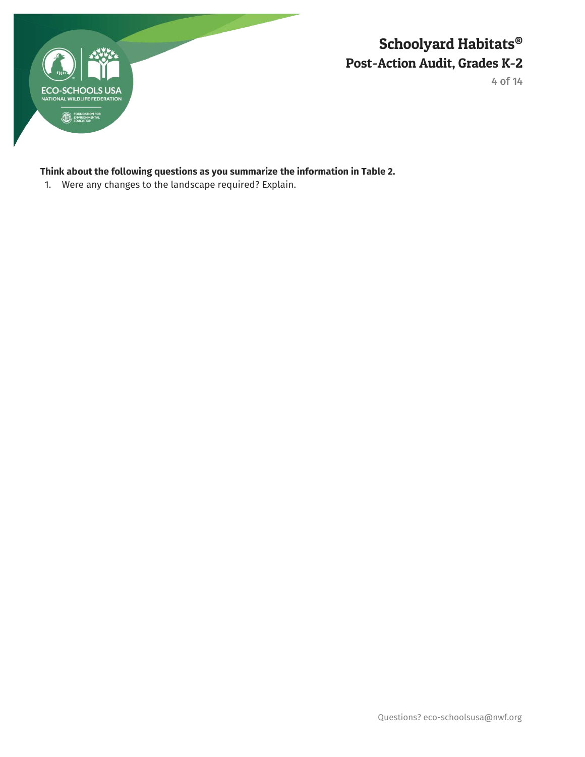**Think about the following questions as you summarize the information in Table 2.**

1. Were any changes to the landscape required? Explain.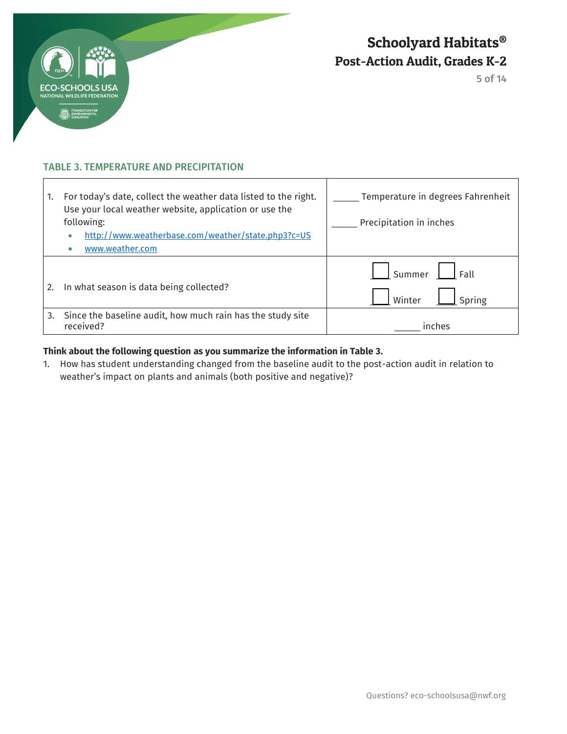## TABLE 3. TEMPERATURE AND PRECIPITATION

| | |
|---|---|
| 1. For today's date, collect the weather data listed to the right. Use your local weather website, application or use the following:<br>• http://www.weatherbase.com/weather/state.php3?c=US<br>• www.weather.com | _____ Temperature in degrees Fahrenheit<br><br>_____ Precipitation in inches |
| 2. In what season is data being collected? | ☐ Summer ☐ Fall<br>☐ Winter ☐ Spring |
| 3. Since the baseline audit, how much rain has the study site received? | _____ inches |

**Think about the following question as you summarize the information in Table 3.**

1. How has student understanding changed from the baseline audit to the post-action audit in relation to weather's impact on plants and animals (both positive and negative)?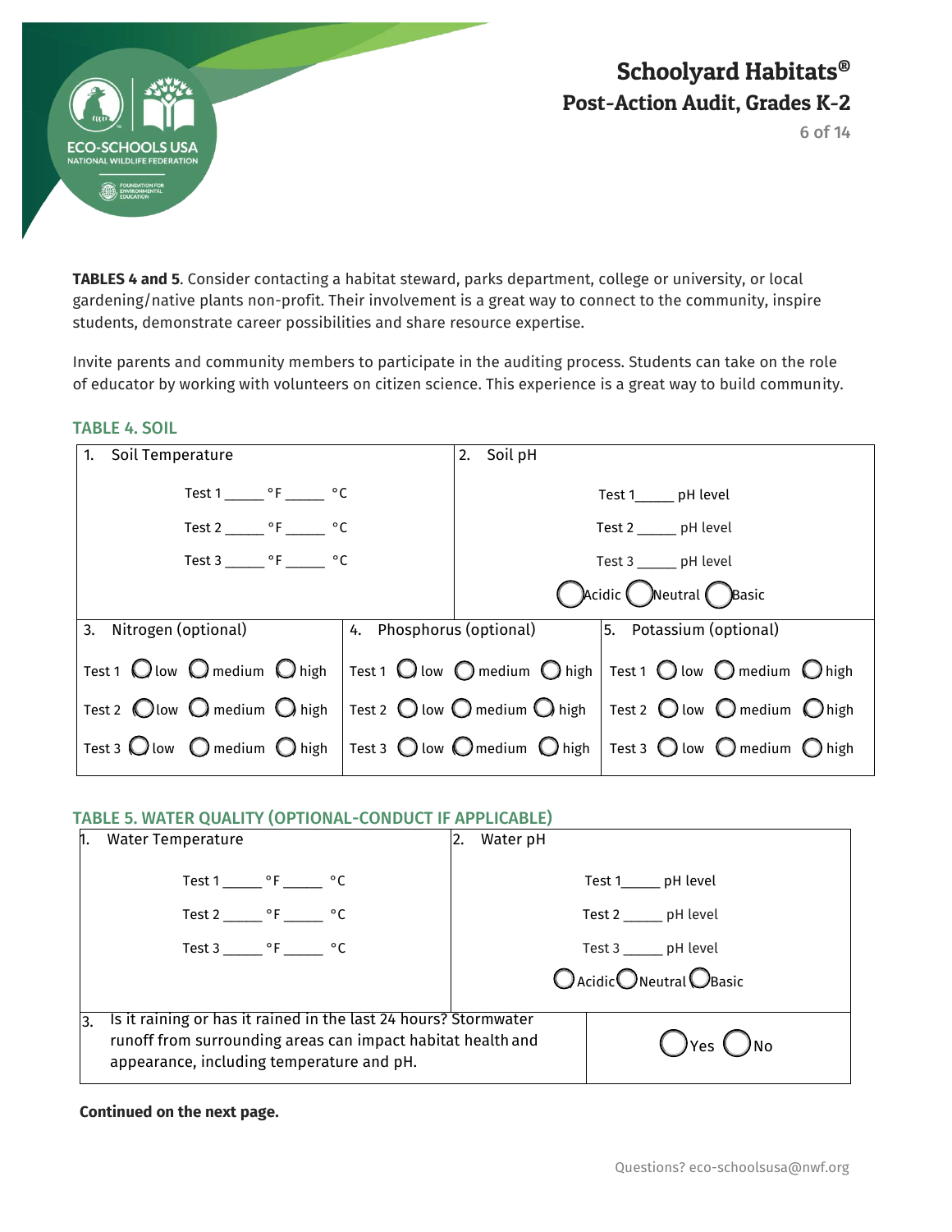**TABLES 4 and 5**. Consider contacting a habitat steward, parks department, college or university, or local gardening/native plants non-profit. Their involvement is a great way to connect to the community, inspire students, demonstrate career possibilities and share resource expertise.

Invite parents and community members to participate in the auditing process. Students can take on the role of educator by working with volunteers on citizen science. This experience is a great way to build community.

## TABLE 4. SOIL

| 1. Soil Temperature | 2. Soil pH |
|---|---|
| Test 1 _____ °F _____ °C | Test 1_____ pH level |
| Test 2 _____ °F _____ °C | Test 2 _____ pH level |
| Test 3 _____ °F _____ °C | Test 3 _____ pH level |
| | ◯ Acidic ◯ Neutral ◯ Basic |

| 3. Nitrogen (optional) | 4. Phosphorus (optional) | 5. Potassium (optional) |
|---|---|---|
| Test 1 ◯ low ◯ medium ◯ high | Test 1 ◯ low ◯ medium ◯ high | Test 1 ◯ low ◯ medium ◯ high |
| Test 2 ◯ low ◯ medium ◯ high | Test 2 ◯ low ◯ medium ◯ high | Test 2 ◯ low ◯ medium ◯ high |
| Test 3 ◯ low ◯ medium ◯ high | Test 3 ◯ low ◯ medium ◯ high | Test 3 ◯ low ◯ medium ◯ high |

## TABLE 5. WATER QUALITY (OPTIONAL-CONDUCT IF APPLICABLE)

| 1. Water Temperature | 2. Water pH |
|---|---|
| Test 1 _____ °F _____ °C | Test 1_____ pH level |
| Test 2 _____ °F _____ °C | Test 2 _____ pH level |
| Test 3 _____ °F _____ °C | Test 3 _____ pH level |
| | ◯ Acidic ◯ Neutral ◯ Basic |
| 3. Is it raining or has it rained in the last 24 hours? Stormwater runoff from surrounding areas can impact habitat health and appearance, including temperature and pH. | ◯ Yes ◯ No |

**Continued on the next page.**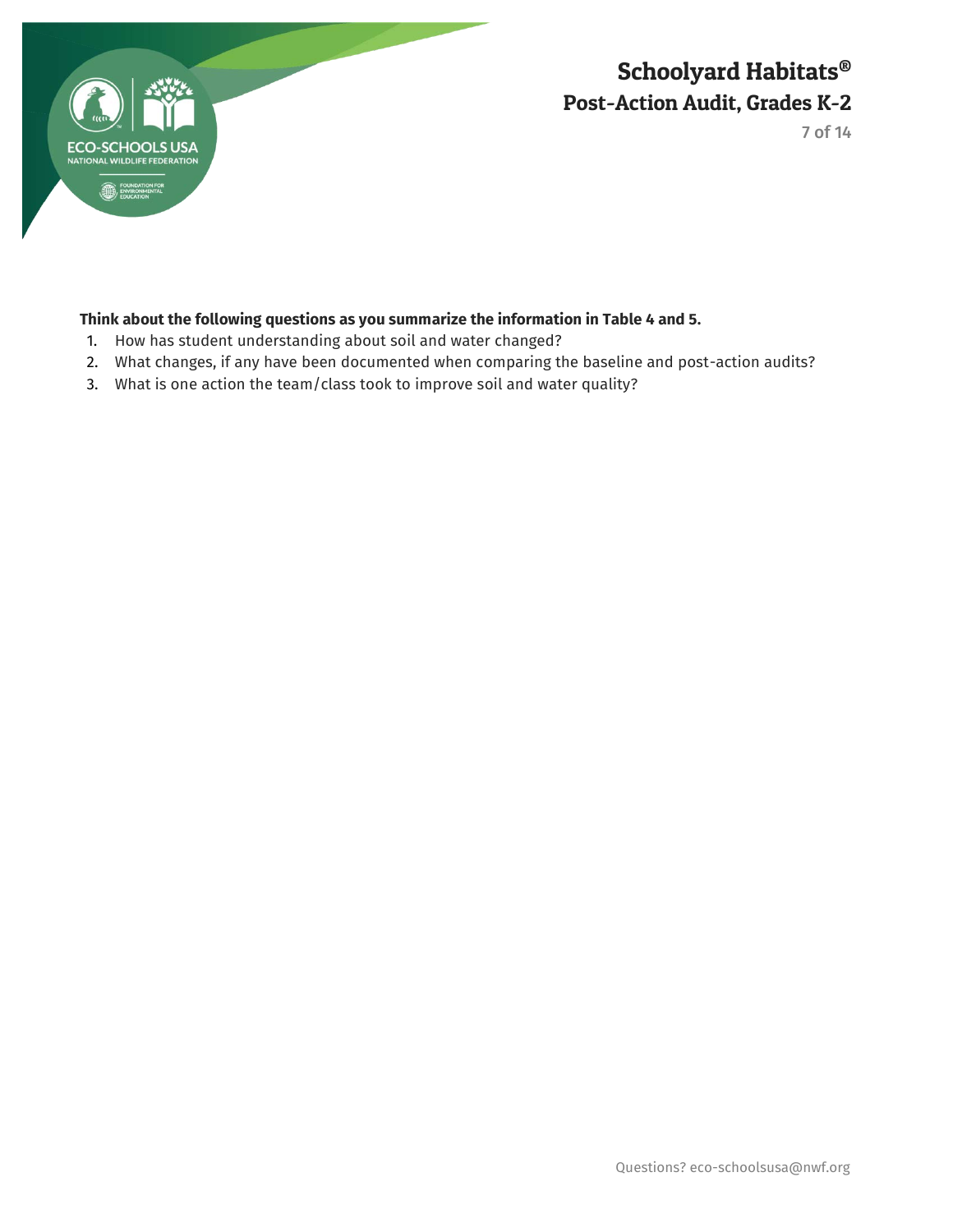**Think about the following questions as you summarize the information in Table 4 and 5.**

1. How has student understanding about soil and water changed?
2. What changes, if any have been documented when comparing the baseline and post-action audits?
3. What is one action the team/class took to improve soil and water quality?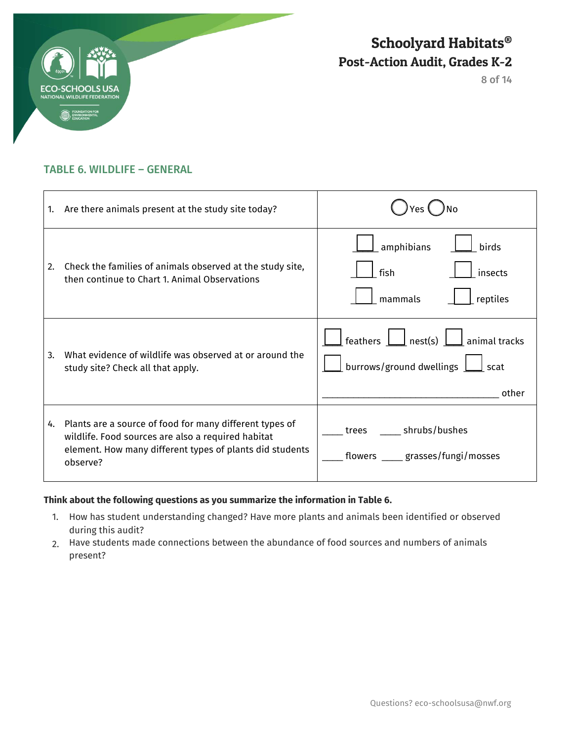## TABLE 6. WILDLIFE – GENERAL

| | |
|---|---|
| 1. Are there animals present at the study site today? | ◯ Yes ◯ No |
| 2. Check the families of animals observed at the study site, then continue to Chart 1. Animal Observations | ☐ amphibians ☐ birds<br>☐ fish ☐ insects<br>☐ mammals ☐ reptiles |
| 3. What evidence of wildlife was observed at or around the study site? Check all that apply. | ☐ feathers ☐ nest(s) ☐ animal tracks<br>☐ burrows/ground dwellings ☐ scat<br>__________________________________ other |
| 4. Plants are a source of food for many different types of wildlife. Food sources are also a required habitat element. How many different types of plants did students observe? | ____ trees ____ shrubs/bushes<br>____ flowers ____ grasses/fungi/mosses |

**Think about the following questions as you summarize the information in Table 6.**

1. How has student understanding changed? Have more plants and animals been identified or observed during this audit?
2. Have students made connections between the abundance of food sources and numbers of animals present?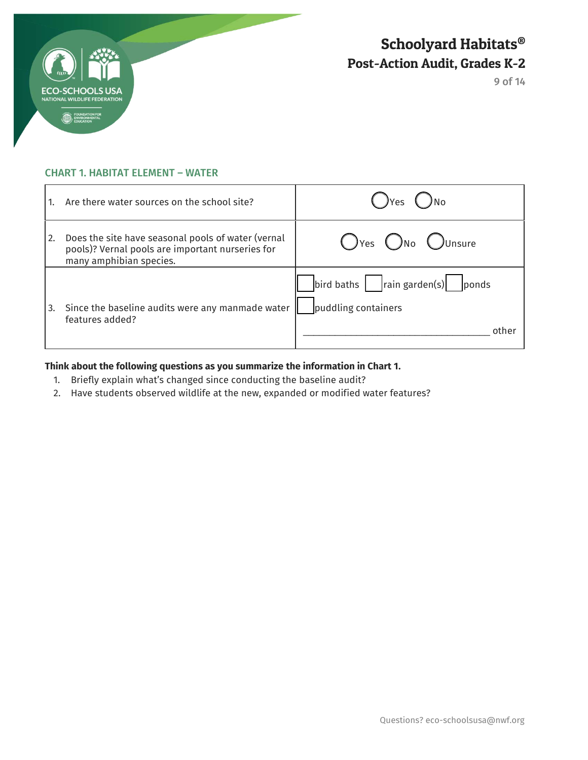### CHART 1. HABITAT ELEMENT – WATER

| | |
|---|---|
| 1. Are there water sources on the school site? | ◯ Yes ◯ No |
| 2. Does the site have seasonal pools of water (vernal pools)? Vernal pools are important nurseries for many amphibian species. | ◯ Yes ◯ No ◯ Unsure |
| 3. Since the baseline audits were any manmade water features added? | ☐ bird baths ☐ rain garden(s) ☐ ponds ☐ puddling containers ____________________ other |

**Think about the following questions as you summarize the information in Chart 1.**

1. Briefly explain what's changed since conducting the baseline audit?
2. Have students observed wildlife at the new, expanded or modified water features?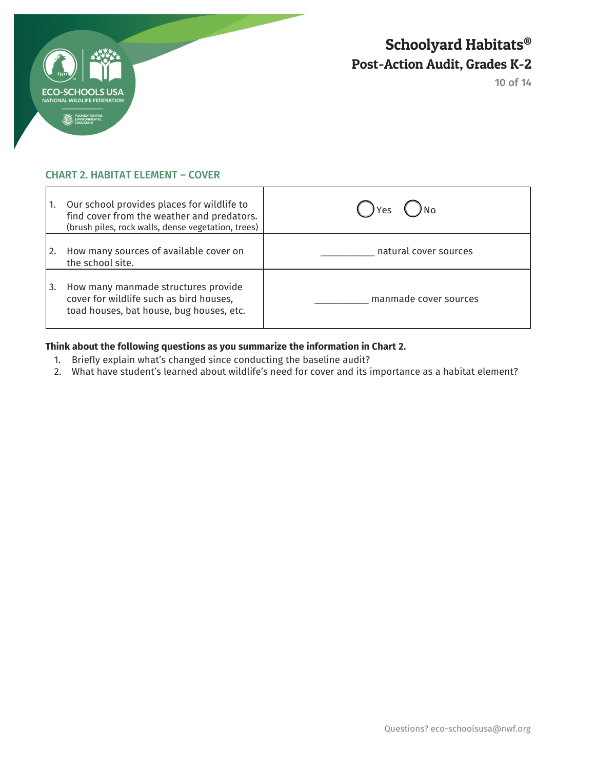### CHART 2. HABITAT ELEMENT – COVER

| | |
|---|---|
| 1. Our school provides places for wildlife to find cover from the weather and predators. (brush piles, rock walls, dense vegetation, trees) | ◯ Yes ◯ No |
| 2. How many sources of available cover on the school site. | __________ natural cover sources |
| 3. How many manmade structures provide cover for wildlife such as bird houses, toad houses, bat house, bug houses, etc. | __________ manmade cover sources |

**Think about the following questions as you summarize the information in Chart 2.**

1. Briefly explain what's changed since conducting the baseline audit?
2. What have student's learned about wildlife's need for cover and its importance as a habitat element?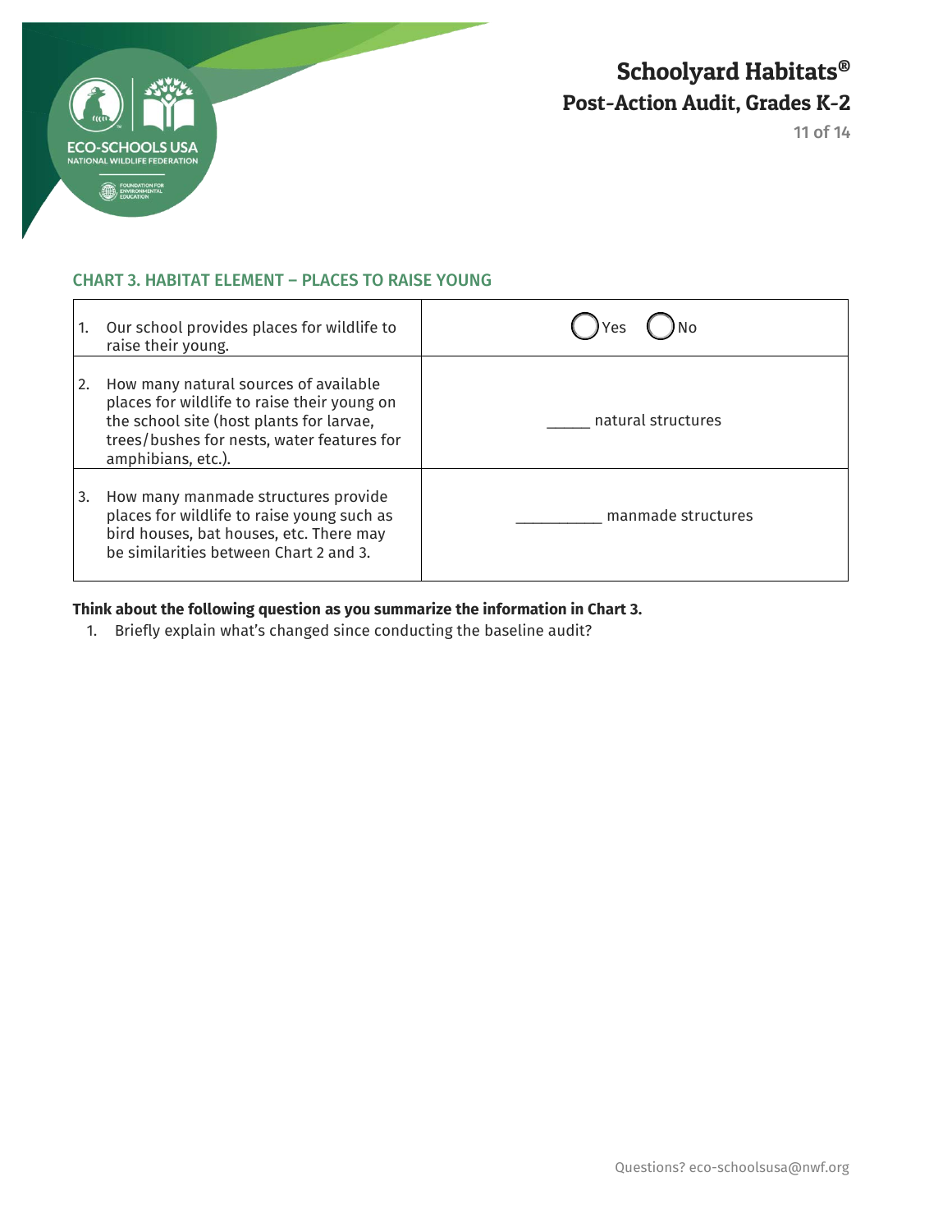### CHART 3. HABITAT ELEMENT – PLACES TO RAISE YOUNG

| | |
|---|---|
| 1. Our school provides places for wildlife to raise their young. | ◯ Yes ◯ No |
| 2. How many natural sources of available places for wildlife to raise their young on the school site (host plants for larvae, trees/bushes for nests, water features for amphibians, etc.). | _____ natural structures |
| 3. How many manmade structures provide places for wildlife to raise young such as bird houses, bat houses, etc. There may be similarities between Chart 2 and 3. | __________ manmade structures |

**Think about the following question as you summarize the information in Chart 3.**

1. Briefly explain what's changed since conducting the baseline audit?

Questions? eco-schoolsusa@nwf.org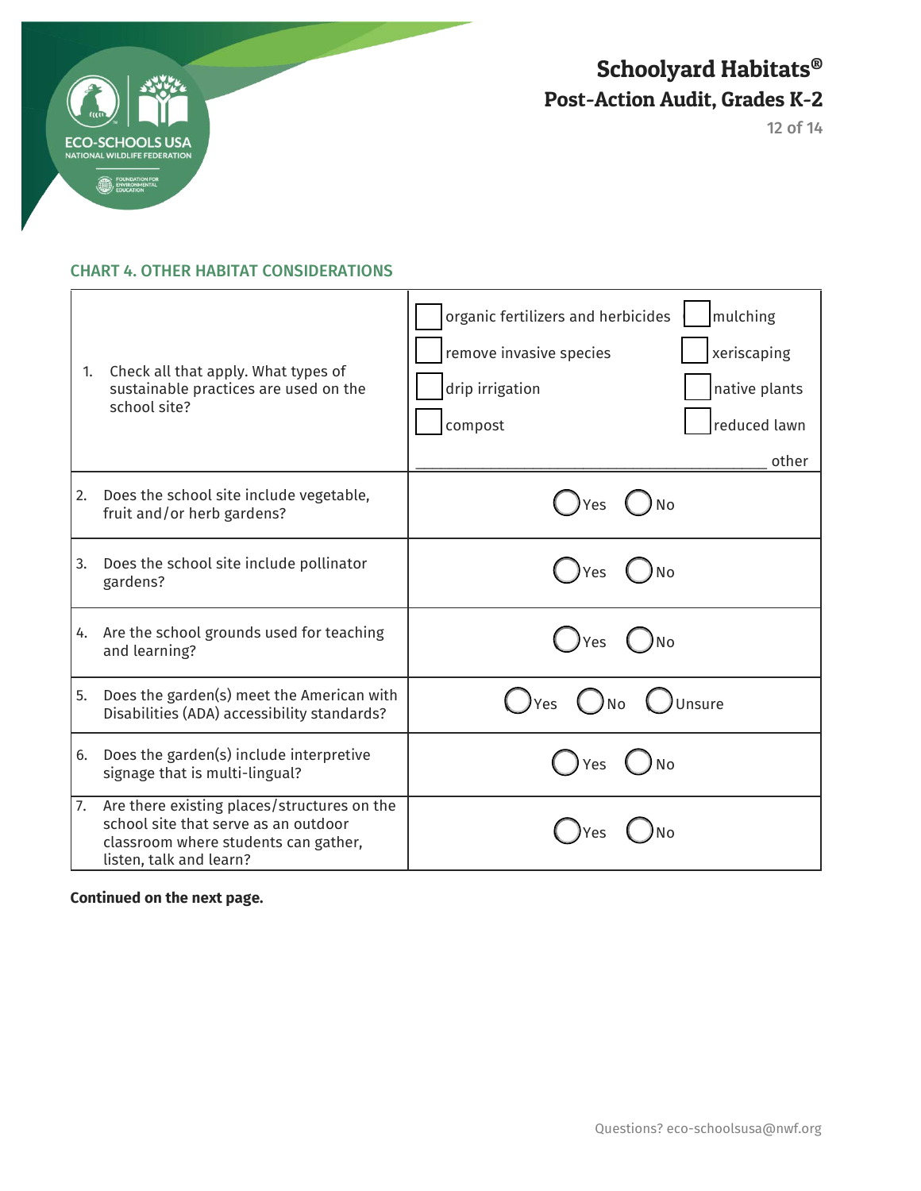## CHART 4. OTHER HABITAT CONSIDERATIONS

| Question | Response |
|---|---|
| 1. Check all that apply. What types of sustainable practices are used on the school site? | ☐ organic fertilizers and herbicides ☐ mulching ☐ remove invasive species ☐ xeriscaping ☐ drip irrigation ☐ native plants ☐ compost ☐ reduced lawn ______________________________ other |
| 2. Does the school site include vegetable, fruit and/or herb gardens? | ○ Yes ○ No |
| 3. Does the school site include pollinator gardens? | ○ Yes ○ No |
| 4. Are the school grounds used for teaching and learning? | ○ Yes ○ No |
| 5. Does the garden(s) meet the American with Disabilities (ADA) accessibility standards? | ○ Yes ○ No ○ Unsure |
| 6. Does the garden(s) include interpretive signage that is multi-lingual? | ○ Yes ○ No |
| 7. Are there existing places/structures on the school site that serve as an outdoor classroom where students can gather, listen, talk and learn? | ○ Yes ○ No |

**Continued on the next page.**

Questions? eco-schoolsusa@nwf.org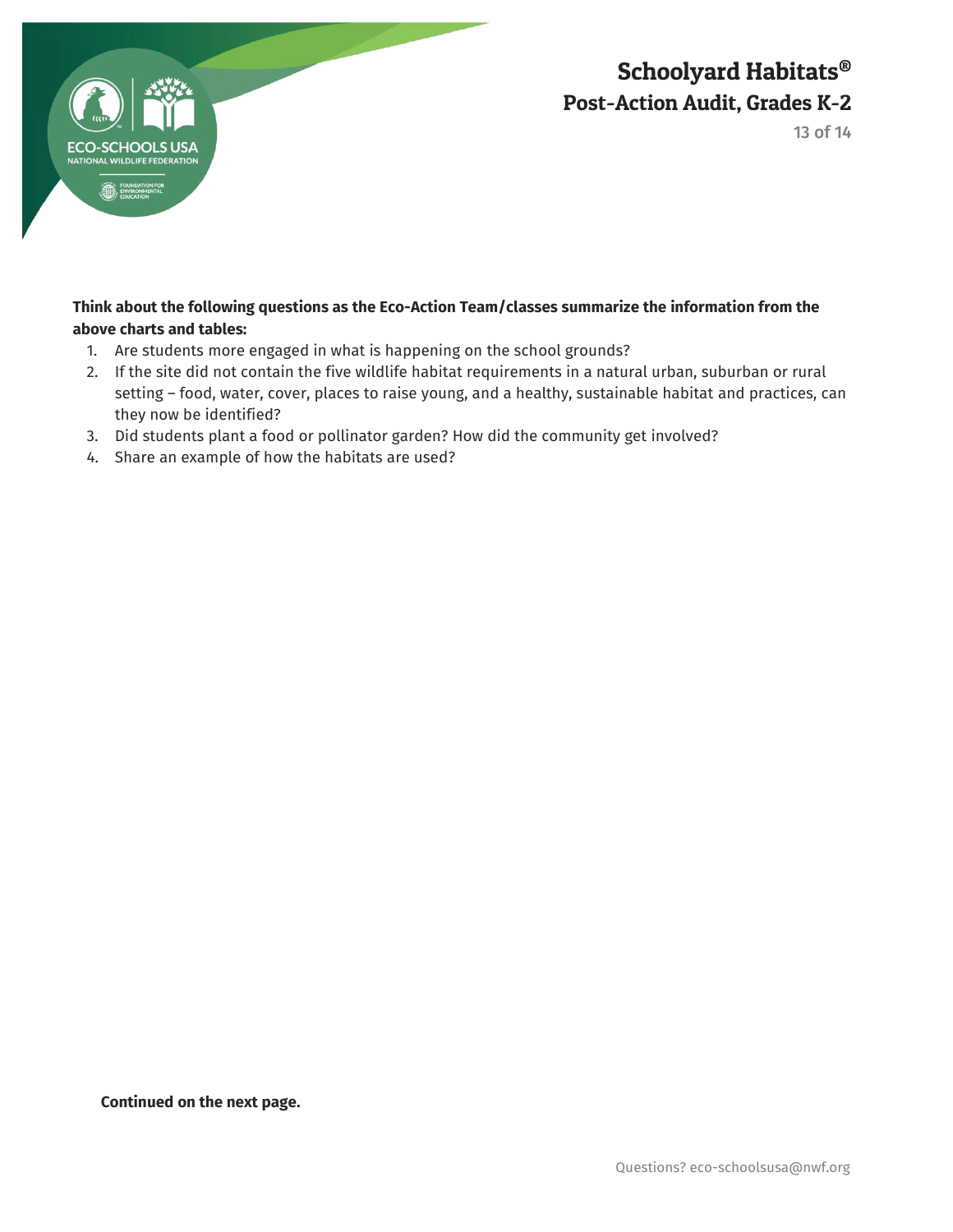**Think about the following questions as the Eco-Action Team/classes summarize the information from the above charts and tables:**

1. Are students more engaged in what is happening on the school grounds?
2. If the site did not contain the five wildlife habitat requirements in a natural urban, suburban or rural setting – food, water, cover, places to raise young, and a healthy, sustainable habitat and practices, can they now be identified?
3. Did students plant a food or pollinator garden? How did the community get involved?
4. Share an example of how the habitats are used?

**Continued on the next page.**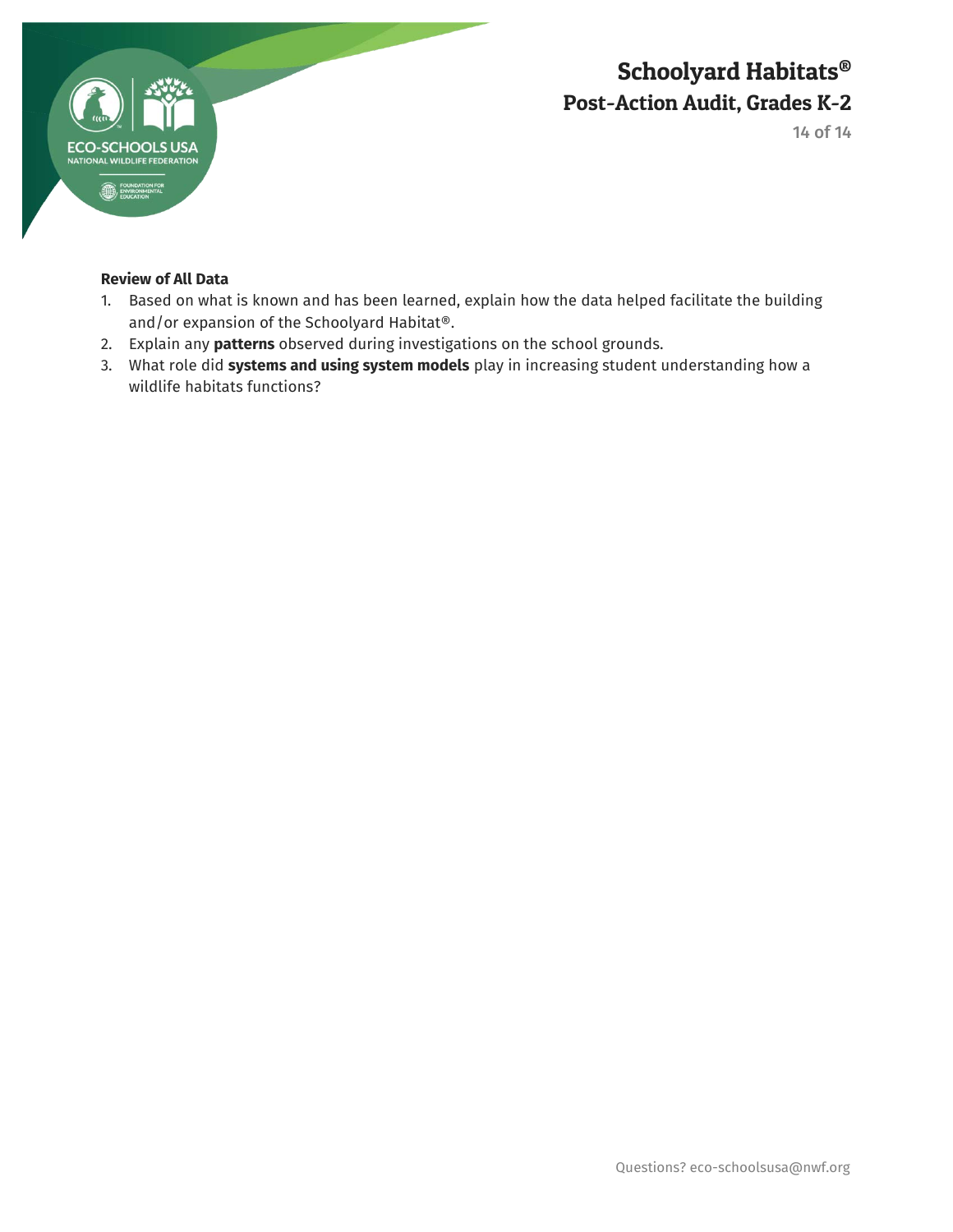**Review of All Data**

1. Based on what is known and has been learned, explain how the data helped facilitate the building and/or expansion of the Schoolyard Habitat®.
2. Explain any **patterns** observed during investigations on the school grounds.
3. What role did **systems and using system models** play in increasing student understanding how a wildlife habitats functions?